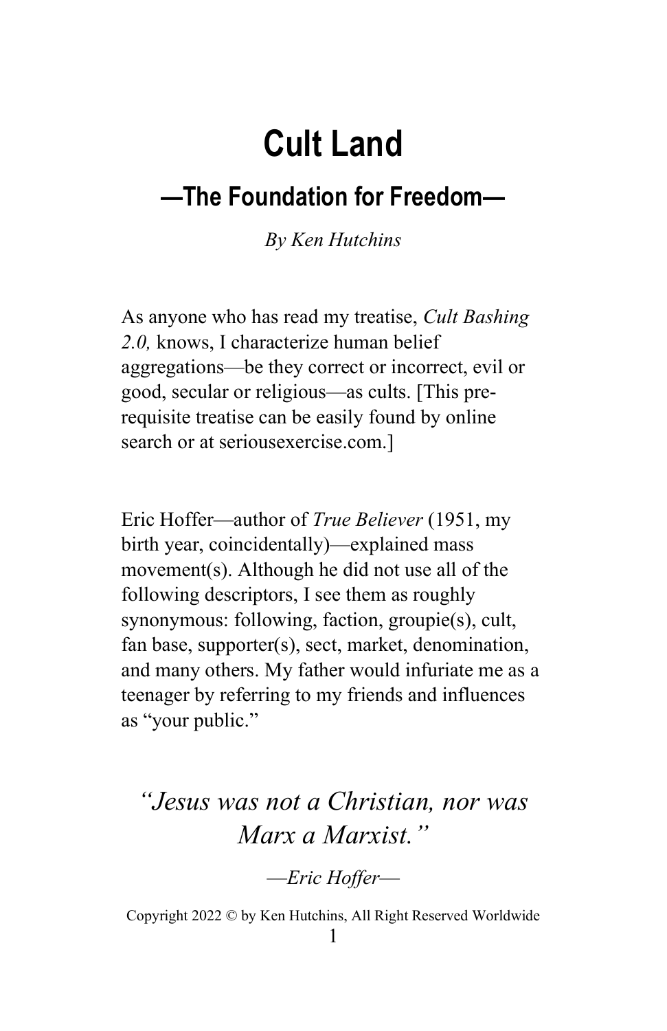# Cult Land

## —The Foundation for Freedom—

*By Ken Hutchins*

As anyone who has read my treatise, *Cult Bashing 2.0,* knows, I characterize human belief aggregations—be they correct or incorrect, evil or good, secular or religious—as cults. [This pre-requisite treatise can be easily found by online search or at seriousexercise.com.]

Eric Hoffer—author of *True Believer* (1951, my birth year, coincidentally)—explained mass movement(s). Although he did not use all of the following descriptors, I see them as roughly synonymous: following, faction, groupie(s), cult, fan base, supporter(s), sect, market, denomination, and many others. My father would infuriate me as a teenager by referring to my friends and influences as "your public."

> *"Jesus was not a Christian, nor was Marx a Marxist."*
>
> *—Eric Hoffer—*

Copyright 2022 © by Ken Hutchins, All Right Reserved Worldwide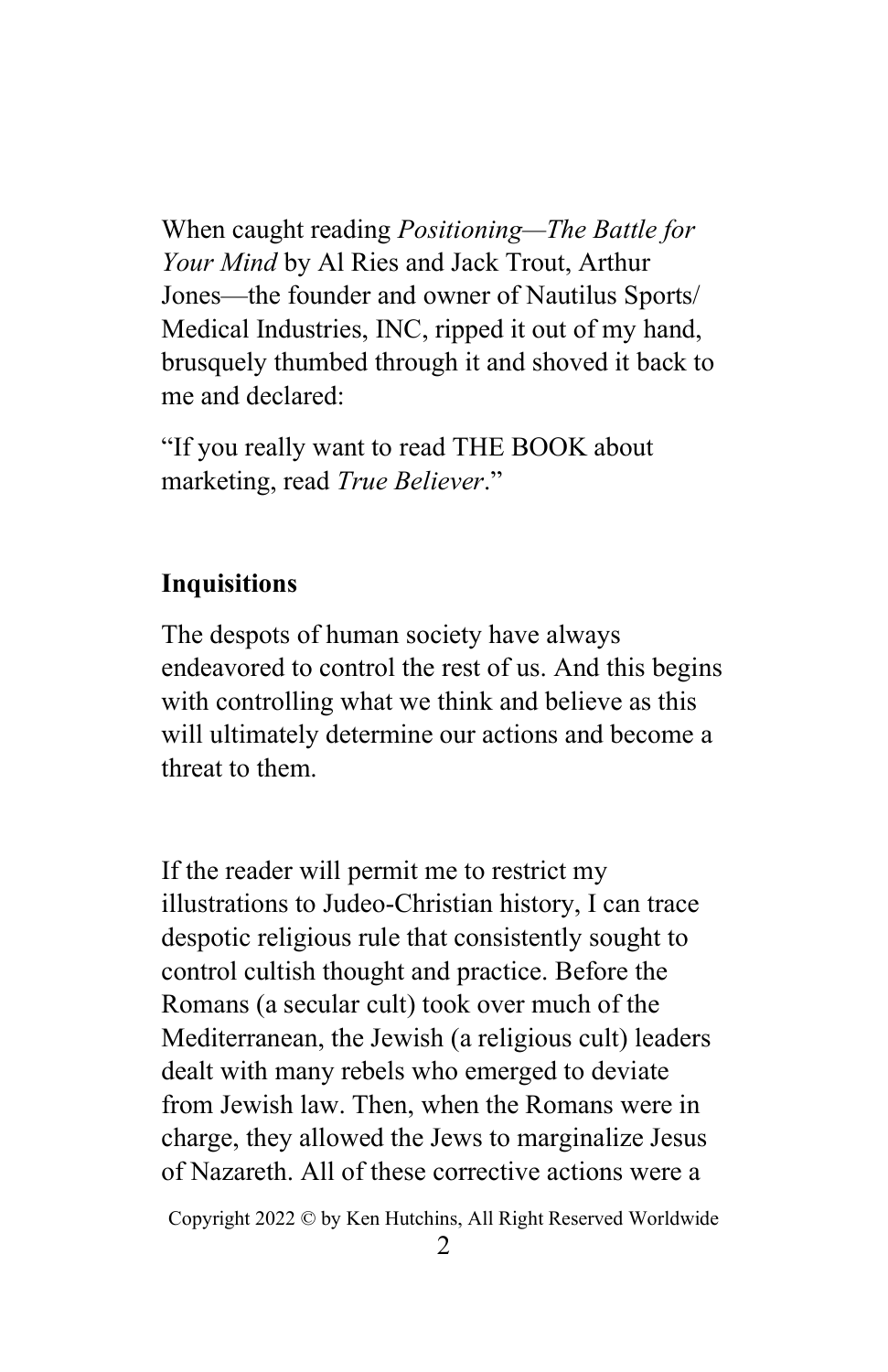When caught reading *Positioning—The Battle for Your Mind* by Al Ries and Jack Trout, Arthur Jones—the founder and owner of Nautilus Sports/ Medical Industries, INC, ripped it out of my hand, brusquely thumbed through it and shoved it back to me and declared:

"If you really want to read THE BOOK about marketing, read *True Believer*."

**Inquisitions**

The despots of human society have always endeavored to control the rest of us. And this begins with controlling what we think and believe as this will ultimately determine our actions and become a threat to them.

If the reader will permit me to restrict my illustrations to Judeo-Christian history, I can trace despotic religious rule that consistently sought to control cultish thought and practice. Before the Romans (a secular cult) took over much of the Mediterranean, the Jewish (a religious cult) leaders dealt with many rebels who emerged to deviate from Jewish law. Then, when the Romans were in charge, they allowed the Jews to marginalize Jesus of Nazareth. All of these corrective actions were a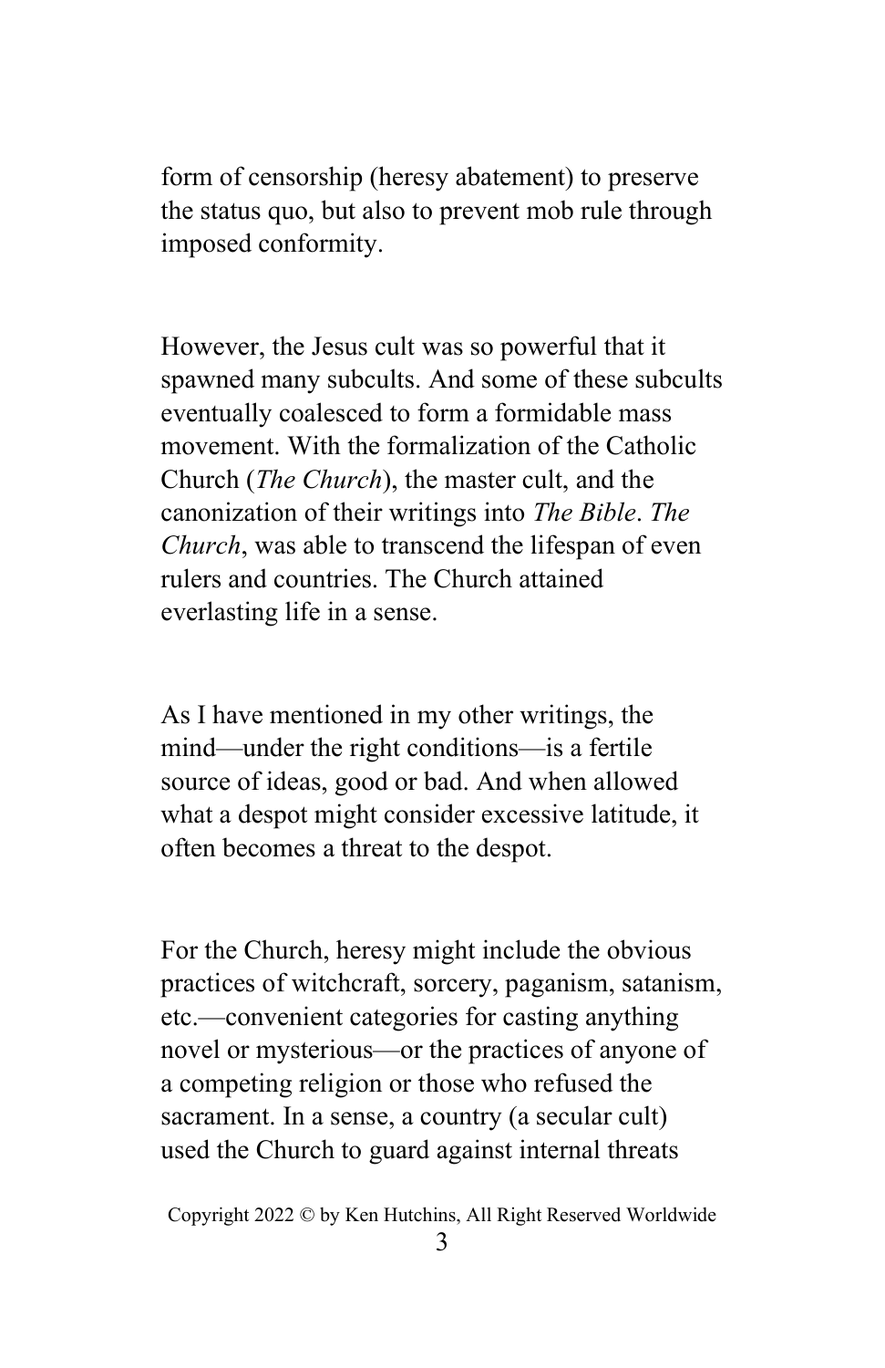form of censorship (heresy abatement) to preserve the status quo, but also to prevent mob rule through imposed conformity.

However, the Jesus cult was so powerful that it spawned many subcults. And some of these subcults eventually coalesced to form a formidable mass movement. With the formalization of the Catholic Church (*The Church*), the master cult, and the canonization of their writings into *The Bible*. *The Church*, was able to transcend the lifespan of even rulers and countries. The Church attained everlasting life in a sense.

As I have mentioned in my other writings, the mind—under the right conditions—is a fertile source of ideas, good or bad. And when allowed what a despot might consider excessive latitude, it often becomes a threat to the despot.

For the Church, heresy might include the obvious practices of witchcraft, sorcery, paganism, satanism, etc.—convenient categories for casting anything novel or mysterious—or the practices of anyone of a competing religion or those who refused the sacrament. In a sense, a country (a secular cult) used the Church to guard against internal threats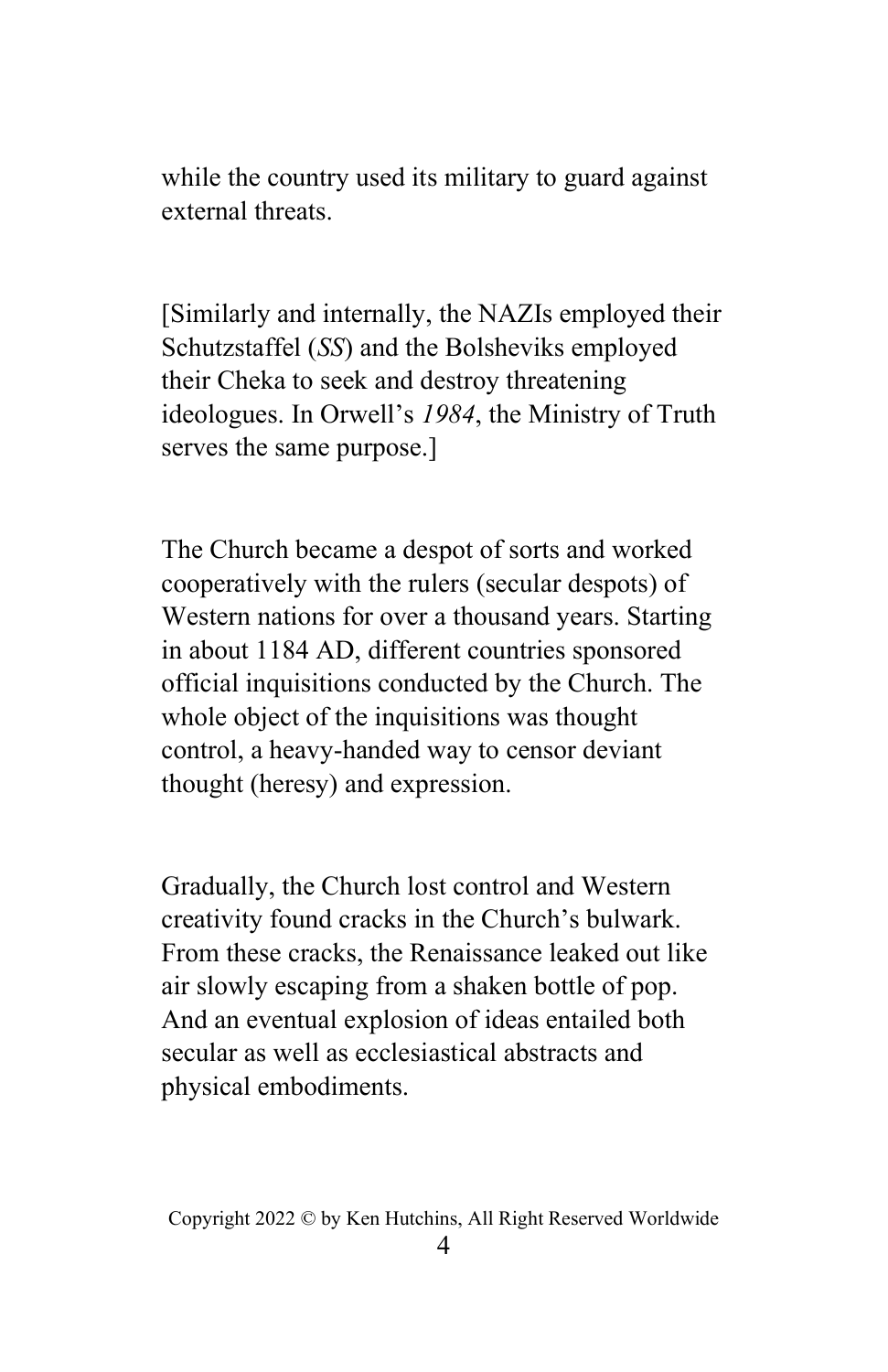while the country used its military to guard against external threats.

[Similarly and internally, the NAZIs employed their Schutzstaffel (*SS*) and the Bolsheviks employed their Cheka to seek and destroy threatening ideologues. In Orwell's *1984*, the Ministry of Truth serves the same purpose.]

The Church became a despot of sorts and worked cooperatively with the rulers (secular despots) of Western nations for over a thousand years. Starting in about 1184 AD, different countries sponsored official inquisitions conducted by the Church. The whole object of the inquisitions was thought control, a heavy-handed way to censor deviant thought (heresy) and expression.

Gradually, the Church lost control and Western creativity found cracks in the Church's bulwark. From these cracks, the Renaissance leaked out like air slowly escaping from a shaken bottle of pop. And an eventual explosion of ideas entailed both secular as well as ecclesiastical abstracts and physical embodiments.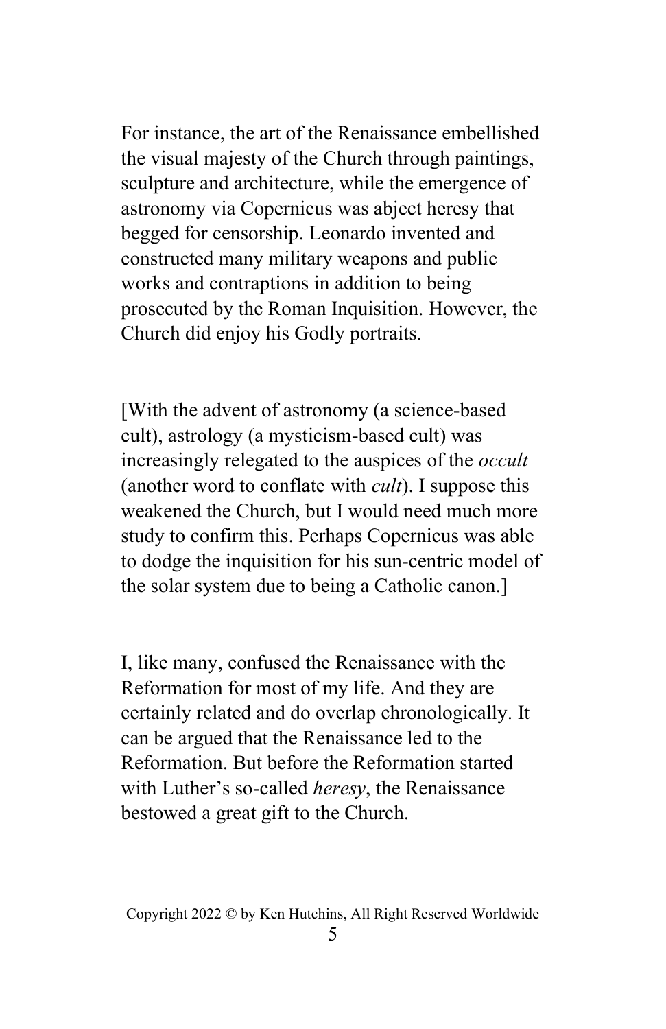For instance, the art of the Renaissance embellished the visual majesty of the Church through paintings, sculpture and architecture, while the emergence of astronomy via Copernicus was abject heresy that begged for censorship. Leonardo invented and constructed many military weapons and public works and contraptions in addition to being prosecuted by the Roman Inquisition. However, the Church did enjoy his Godly portraits.

[With the advent of astronomy (a science-based cult), astrology (a mysticism-based cult) was increasingly relegated to the auspices of the *occult* (another word to conflate with *cult*). I suppose this weakened the Church, but I would need much more study to confirm this. Perhaps Copernicus was able to dodge the inquisition for his sun-centric model of the solar system due to being a Catholic canon.]

I, like many, confused the Renaissance with the Reformation for most of my life. And they are certainly related and do overlap chronologically. It can be argued that the Renaissance led to the Reformation. But before the Reformation started with Luther's so-called *heresy*, the Renaissance bestowed a great gift to the Church.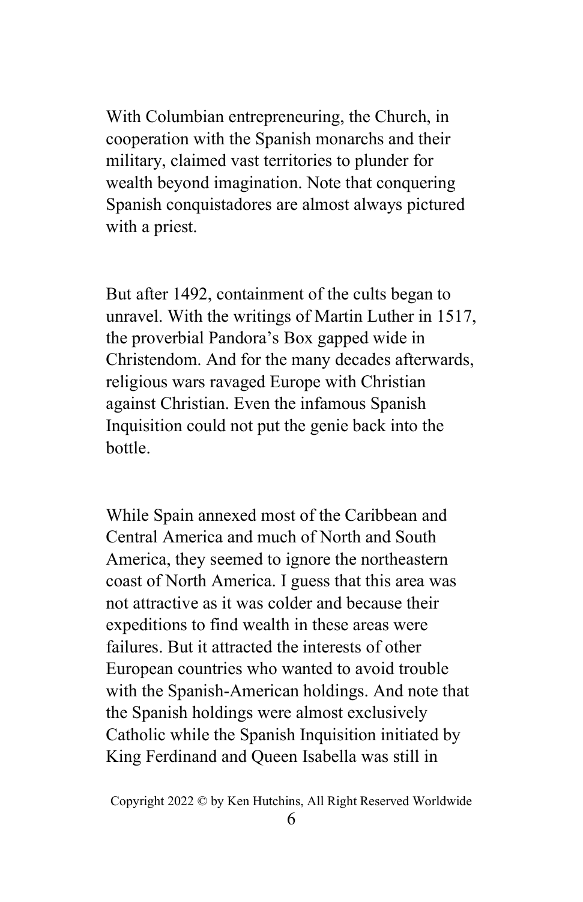With Columbian entrepreneuring, the Church, in cooperation with the Spanish monarchs and their military, claimed vast territories to plunder for wealth beyond imagination. Note that conquering Spanish conquistadores are almost always pictured with a priest.

But after 1492, containment of the cults began to unravel. With the writings of Martin Luther in 1517, the proverbial Pandora's Box gapped wide in Christendom. And for the many decades afterwards, religious wars ravaged Europe with Christian against Christian. Even the infamous Spanish Inquisition could not put the genie back into the bottle.

While Spain annexed most of the Caribbean and Central America and much of North and South America, they seemed to ignore the northeastern coast of North America. I guess that this area was not attractive as it was colder and because their expeditions to find wealth in these areas were failures. But it attracted the interests of other European countries who wanted to avoid trouble with the Spanish-American holdings. And note that the Spanish holdings were almost exclusively Catholic while the Spanish Inquisition initiated by King Ferdinand and Queen Isabella was still in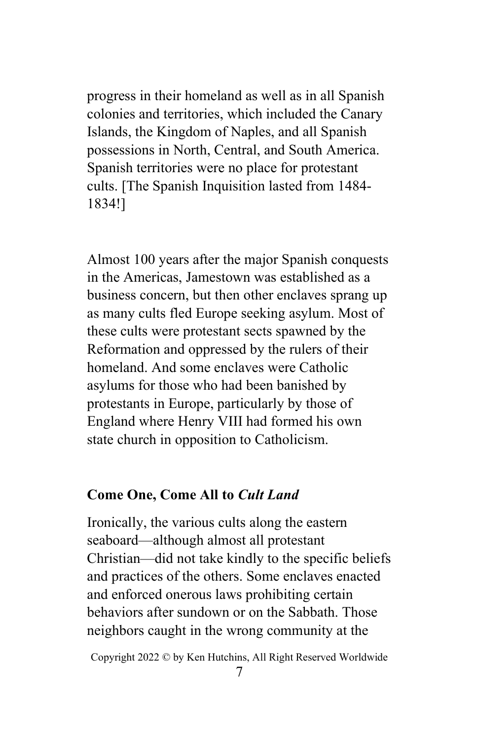progress in their homeland as well as in all Spanish colonies and territories, which included the Canary Islands, the Kingdom of Naples, and all Spanish possessions in North, Central, and South America. Spanish territories were no place for protestant cults. [The Spanish Inquisition lasted from 1484-1834!]

Almost 100 years after the major Spanish conquests in the Americas, Jamestown was established as a business concern, but then other enclaves sprang up as many cults fled Europe seeking asylum. Most of these cults were protestant sects spawned by the Reformation and oppressed by the rulers of their homeland. And some enclaves were Catholic asylums for those who had been banished by protestants in Europe, particularly by those of England where Henry VIII had formed his own state church in opposition to Catholicism.

### Come One, Come All to *Cult Land*

Ironically, the various cults along the eastern seaboard—although almost all protestant Christian—did not take kindly to the specific beliefs and practices of the others. Some enclaves enacted and enforced onerous laws prohibiting certain behaviors after sundown or on the Sabbath. Those neighbors caught in the wrong community at the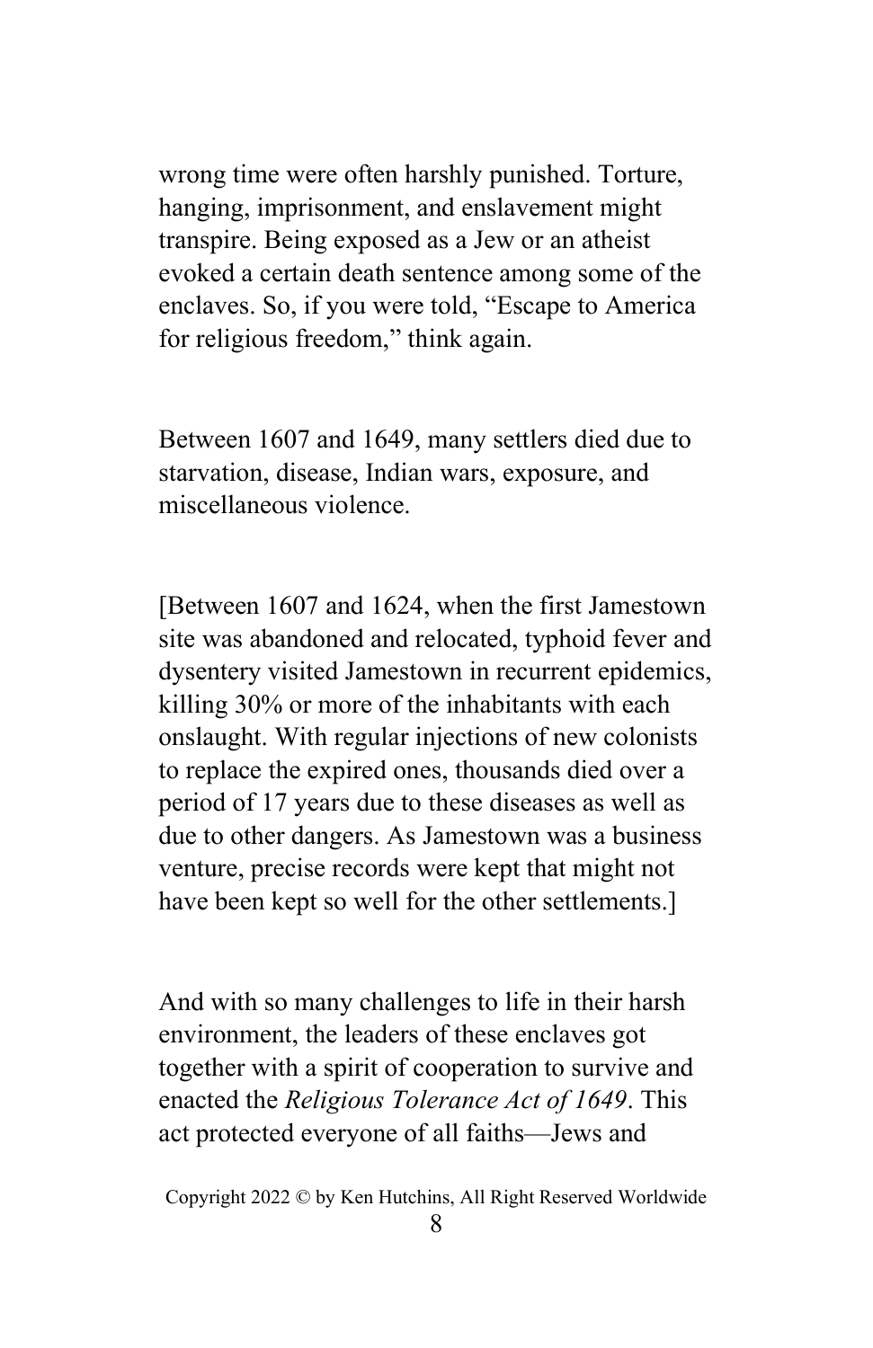wrong time were often harshly punished. Torture, hanging, imprisonment, and enslavement might transpire. Being exposed as a Jew or an atheist evoked a certain death sentence among some of the enclaves. So, if you were told, "Escape to America for religious freedom," think again.

Between 1607 and 1649, many settlers died due to starvation, disease, Indian wars, exposure, and miscellaneous violence.

[Between 1607 and 1624, when the first Jamestown site was abandoned and relocated, typhoid fever and dysentery visited Jamestown in recurrent epidemics, killing 30% or more of the inhabitants with each onslaught. With regular injections of new colonists to replace the expired ones, thousands died over a period of 17 years due to these diseases as well as due to other dangers. As Jamestown was a business venture, precise records were kept that might not have been kept so well for the other settlements.]

And with so many challenges to life in their harsh environment, the leaders of these enclaves got together with a spirit of cooperation to survive and enacted the *Religious Tolerance Act of 1649*. This act protected everyone of all faiths—Jews and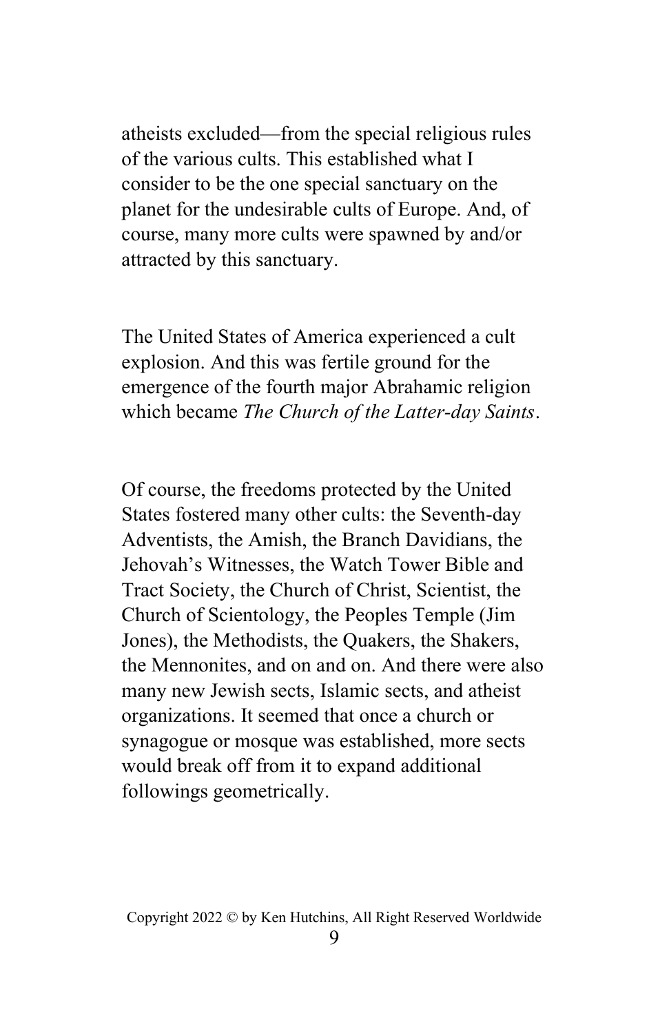atheists excluded—from the special religious rules of the various cults. This established what I consider to be the one special sanctuary on the planet for the undesirable cults of Europe. And, of course, many more cults were spawned by and/or attracted by this sanctuary.

The United States of America experienced a cult explosion. And this was fertile ground for the emergence of the fourth major Abrahamic religion which became *The Church of the Latter-day Saints*.

Of course, the freedoms protected by the United States fostered many other cults: the Seventh-day Adventists, the Amish, the Branch Davidians, the Jehovah's Witnesses, the Watch Tower Bible and Tract Society, the Church of Christ, Scientist, the Church of Scientology, the Peoples Temple (Jim Jones), the Methodists, the Quakers, the Shakers, the Mennonites, and on and on. And there were also many new Jewish sects, Islamic sects, and atheist organizations. It seemed that once a church or synagogue or mosque was established, more sects would break off from it to expand additional followings geometrically.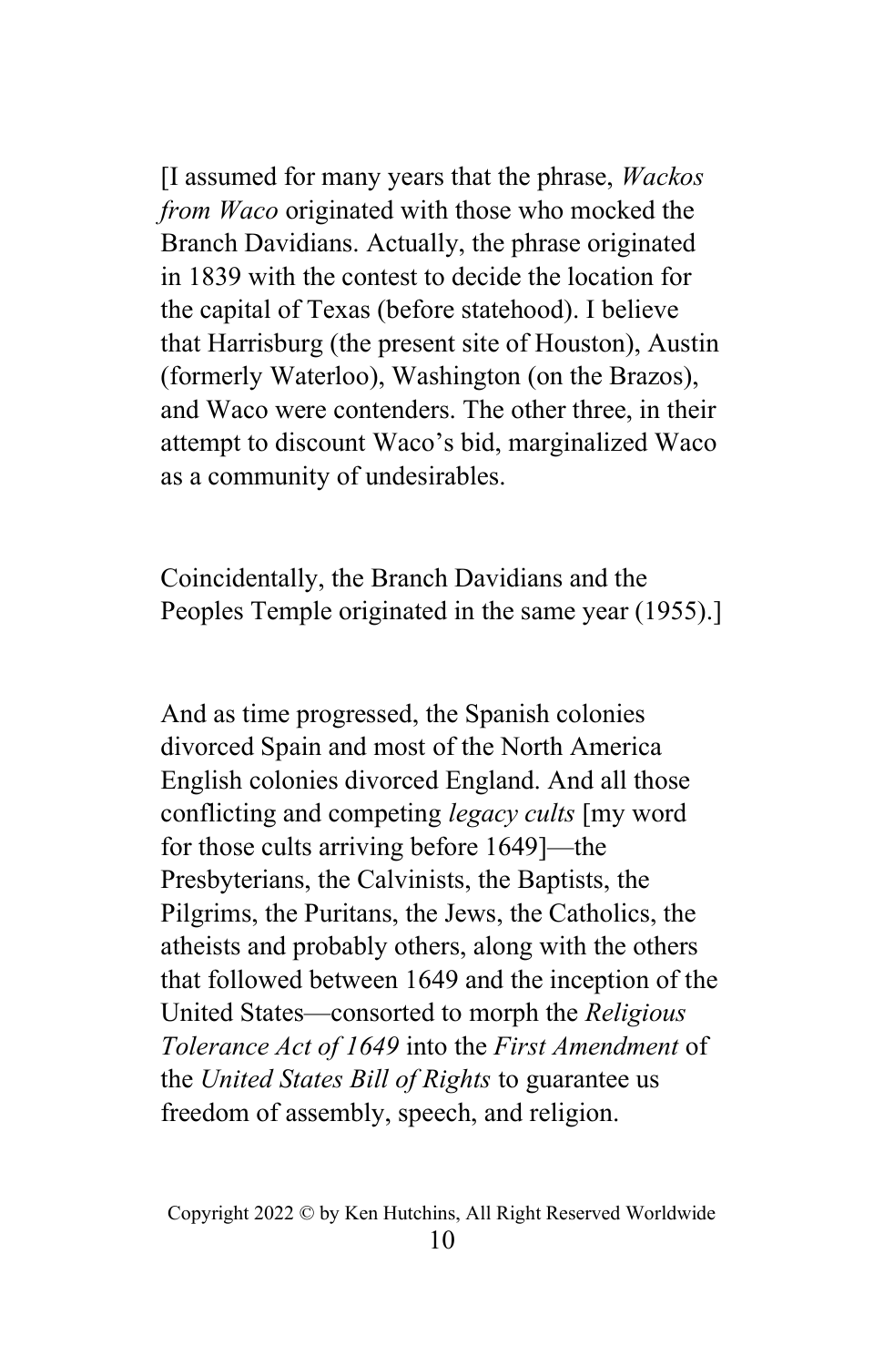[I assumed for many years that the phrase, *Wackos from Waco* originated with those who mocked the Branch Davidians. Actually, the phrase originated in 1839 with the contest to decide the location for the capital of Texas (before statehood). I believe that Harrisburg (the present site of Houston), Austin (formerly Waterloo), Washington (on the Brazos), and Waco were contenders. The other three, in their attempt to discount Waco's bid, marginalized Waco as a community of undesirables.

Coincidentally, the Branch Davidians and the Peoples Temple originated in the same year (1955).]

And as time progressed, the Spanish colonies divorced Spain and most of the North America English colonies divorced England. And all those conflicting and competing *legacy cults* [my word for those cults arriving before 1649]—the Presbyterians, the Calvinists, the Baptists, the Pilgrims, the Puritans, the Jews, the Catholics, the atheists and probably others, along with the others that followed between 1649 and the inception of the United States—consorted to morph the *Religious Tolerance Act of 1649* into the *First Amendment* of the *United States Bill of Rights* to guarantee us freedom of assembly, speech, and religion.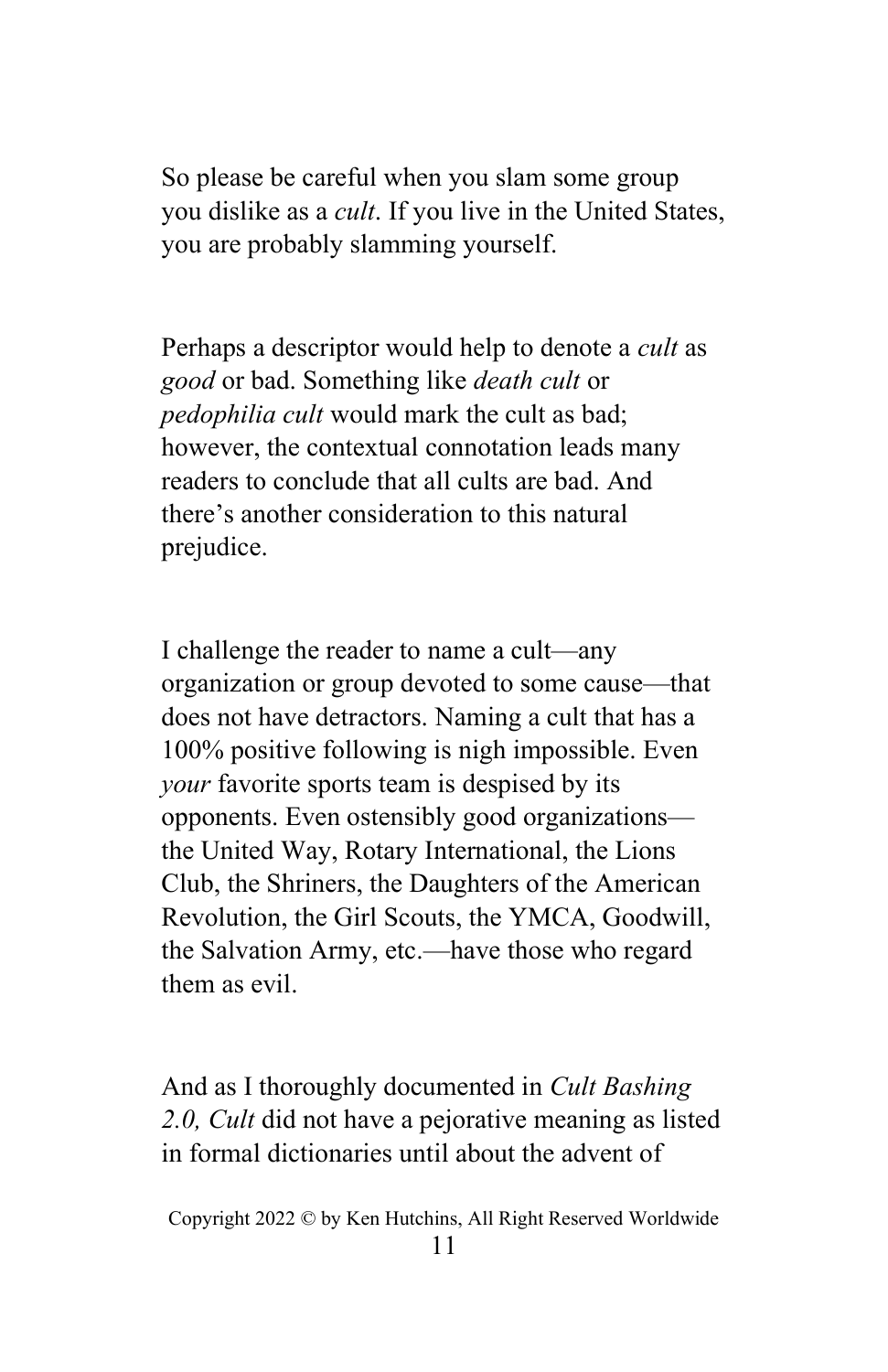So please be careful when you slam some group you dislike as a *cult*. If you live in the United States, you are probably slamming yourself.

Perhaps a descriptor would help to denote a *cult* as *good* or bad. Something like *death cult* or *pedophilia cult* would mark the cult as bad; however, the contextual connotation leads many readers to conclude that all cults are bad. And there's another consideration to this natural prejudice.

I challenge the reader to name a cult—any organization or group devoted to some cause—that does not have detractors. Naming a cult that has a 100% positive following is nigh impossible. Even *your* favorite sports team is despised by its opponents. Even ostensibly good organizations—the United Way, Rotary International, the Lions Club, the Shriners, the Daughters of the American Revolution, the Girl Scouts, the YMCA, Goodwill, the Salvation Army, etc.—have those who regard them as evil.

And as I thoroughly documented in *Cult Bashing 2.0, Cult* did not have a pejorative meaning as listed in formal dictionaries until about the advent of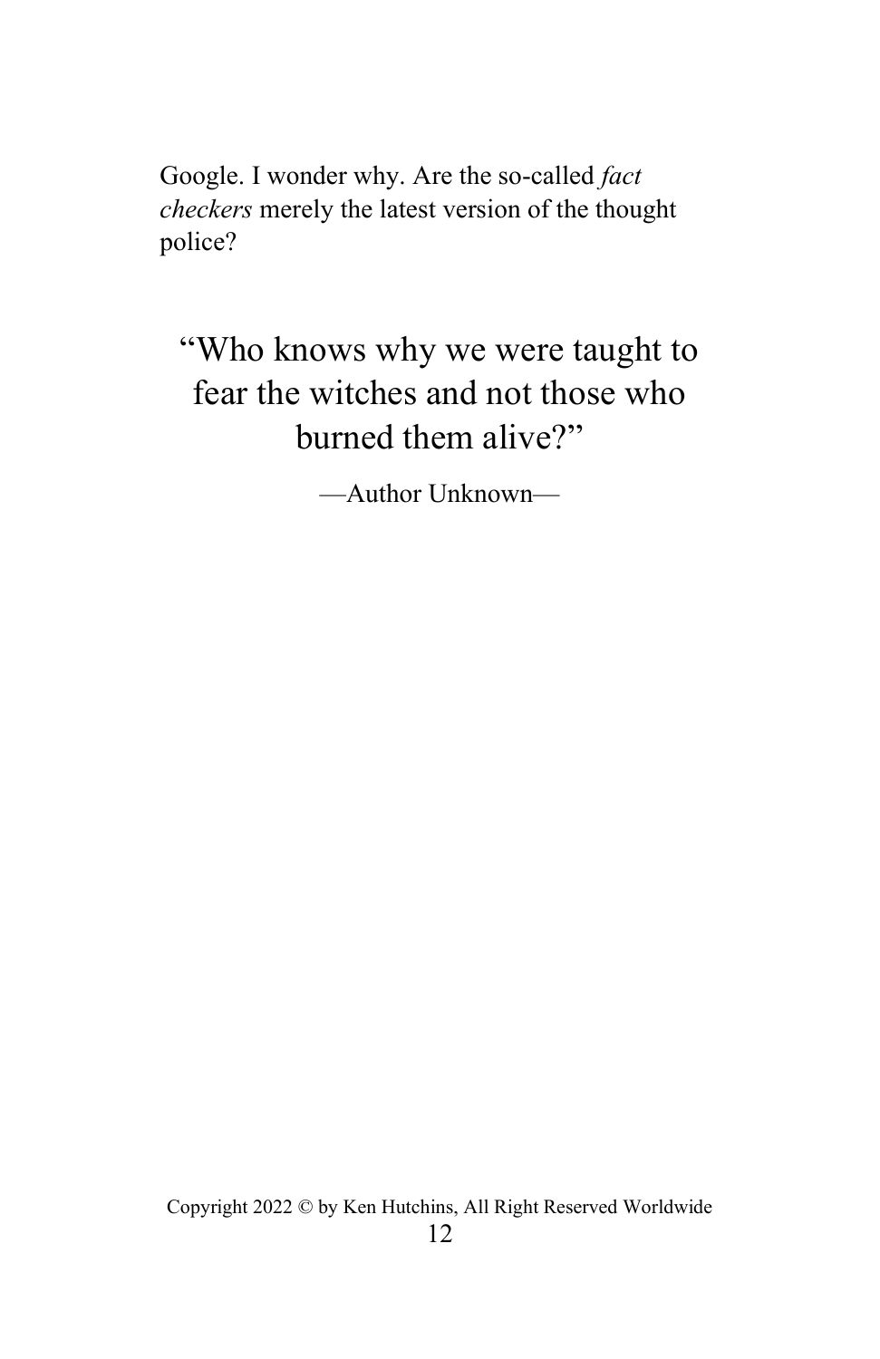Google. I wonder why. Are the so-called *fact checkers* merely the latest version of the thought police?

> "Who knows why we were taught to fear the witches and not those who burned them alive?"
>
> —Author Unknown—